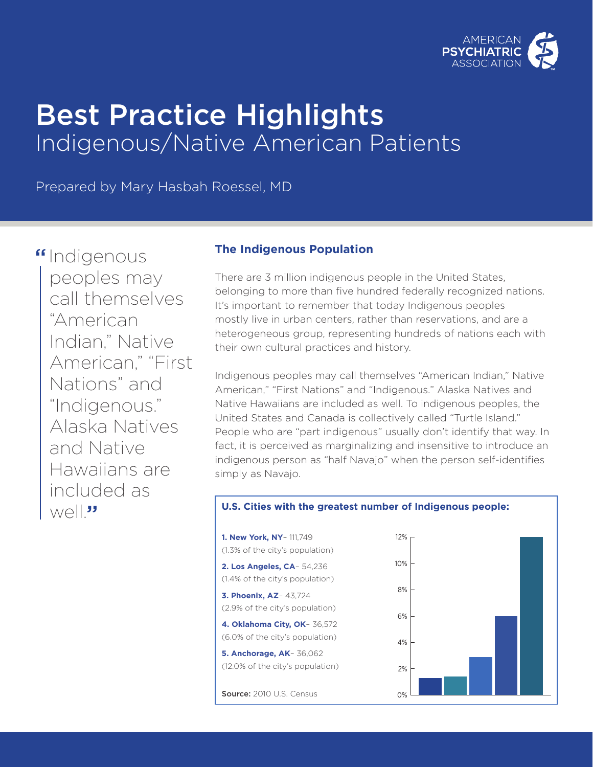# Best Practice Highlights

## Indigenous/Native American Patients

Prepared by Mary Hasbah Roessel, MD

> "Indigenous peoples may call themselves "American Indian," Native American," "First Nations" and "Indigenous." Alaska Natives and Native Hawaiians are included as well."

### The Indigenous Population

There are 3 million indigenous people in the United States, belonging to more than five hundred federally recognized nations. It's important to remember that today Indigenous peoples mostly live in urban centers, rather than reservations, and are a heterogeneous group, representing hundreds of nations each with their own cultural practices and history.

Indigenous peoples may call themselves "American Indian," Native American," "First Nations" and "Indigenous." Alaska Natives and Native Hawaiians are included as well. To indigenous peoples, the United States and Canada is collectively called "Turtle Island." People who are "part indigenous" usually don't identify that way. In fact, it is perceived as marginalizing and insensitive to introduce an indigenous person as "half Navajo" when the person self-identifies simply as Navajo.

**U.S. Cities with the greatest number of Indigenous people:**

1. **New York, NY**– 111,749 (1.3% of the city's population)
2. **Los Angeles, CA**– 54,236 (1.4% of the city's population)
3. **Phoenix, AZ**– 43,724 (2.9% of the city's population)
4. **Oklahoma City, OK**– 36,572 (6.0% of the city's population)
5. **Anchorage, AK**– 36,062 (12.0% of the city's population)

**Source:** 2010 U.S. Census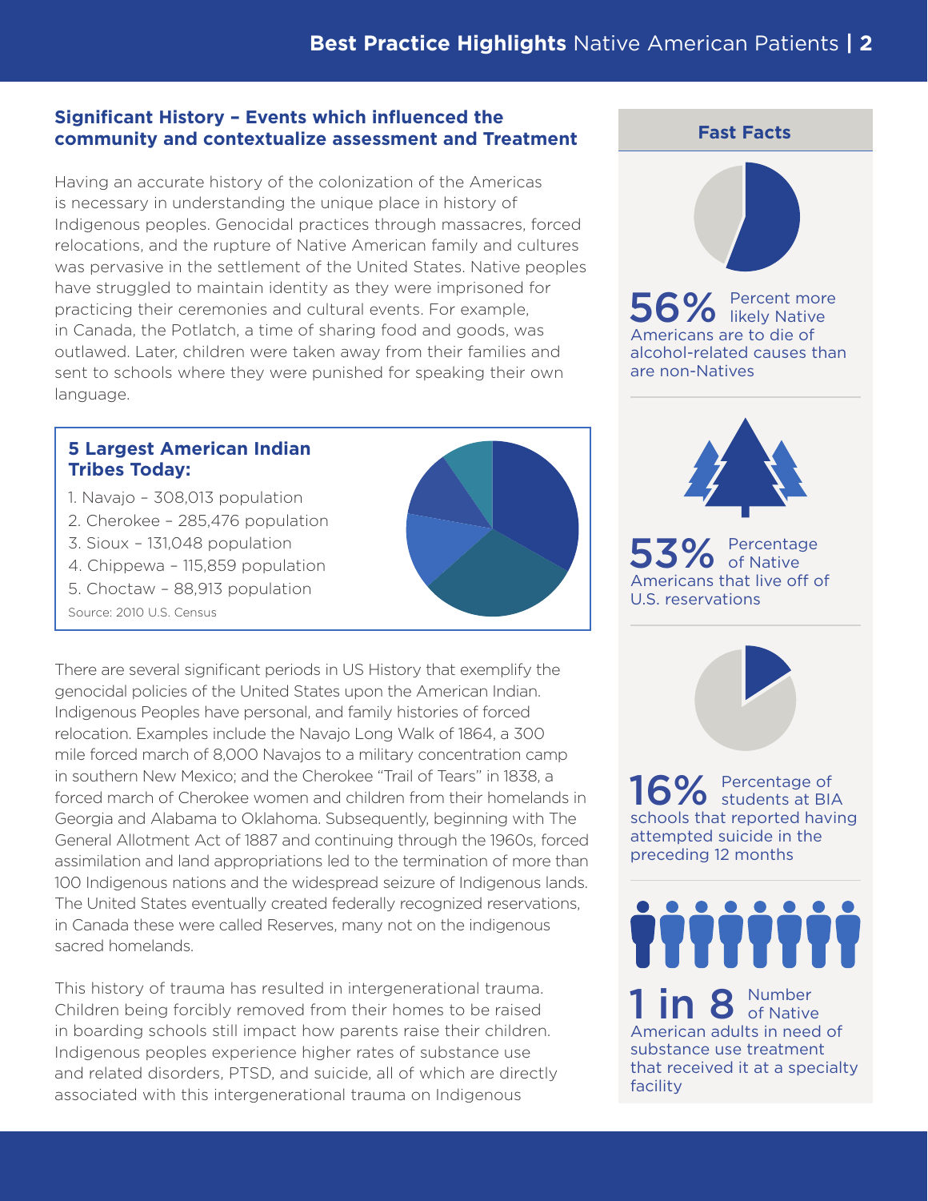## Significant History – Events which influenced the community and contextualize assessment and Treatment

Having an accurate history of the colonization of the Americas is necessary in understanding the unique place in history of Indigenous peoples. Genocidal practices through massacres, forced relocations, and the rupture of Native American family and cultures was pervasive in the settlement of the United States. Native peoples have struggled to maintain identity as they were imprisoned for practicing their ceremonies and cultural events. For example, in Canada, the Potlatch, a time of sharing food and goods, was outlawed. Later, children were taken away from their families and sent to schools where they were punished for speaking their own language.

### 5 Largest American Indian Tribes Today:

1. Navajo – 308,013 population
2. Cherokee – 285,476 population
3. Sioux – 131,048 population
4. Chippewa – 115,859 population
5. Choctaw – 88,913 population

Source: 2010 U.S. Census

There are several significant periods in US History that exemplify the genocidal policies of the United States upon the American Indian. Indigenous Peoples have personal, and family histories of forced relocation. Examples include the Navajo Long Walk of 1864, a 300 mile forced march of 8,000 Navajos to a military concentration camp in southern New Mexico; and the Cherokee "Trail of Tears" in 1838, a forced march of Cherokee women and children from their homelands in Georgia and Alabama to Oklahoma. Subsequently, beginning with The General Allotment Act of 1887 and continuing through the 1960s, forced assimilation and land appropriations led to the termination of more than 100 Indigenous nations and the widespread seizure of Indigenous lands. The United States eventually created federally recognized reservations, in Canada these were called Reserves, many not on the indigenous sacred homelands.

This history of trauma has resulted in intergenerational trauma. Children being forcibly removed from their homes to be raised in boarding schools still impact how parents raise their children. Indigenous peoples experience higher rates of substance use and related disorders, PTSD, and suicide, all of which are directly associated with this intergenerational trauma on Indigenous

### Fast Facts

**56%** Percent more likely Native Americans are to die of alcohol-related causes than are non-Natives

**53%** Percentage of Native Americans that live off of U.S. reservations

**16%** Percentage of students at BIA schools that reported having attempted suicide in the preceding 12 months

**1 in 8** Number of Native American adults in need of substance use treatment that received it at a specialty facility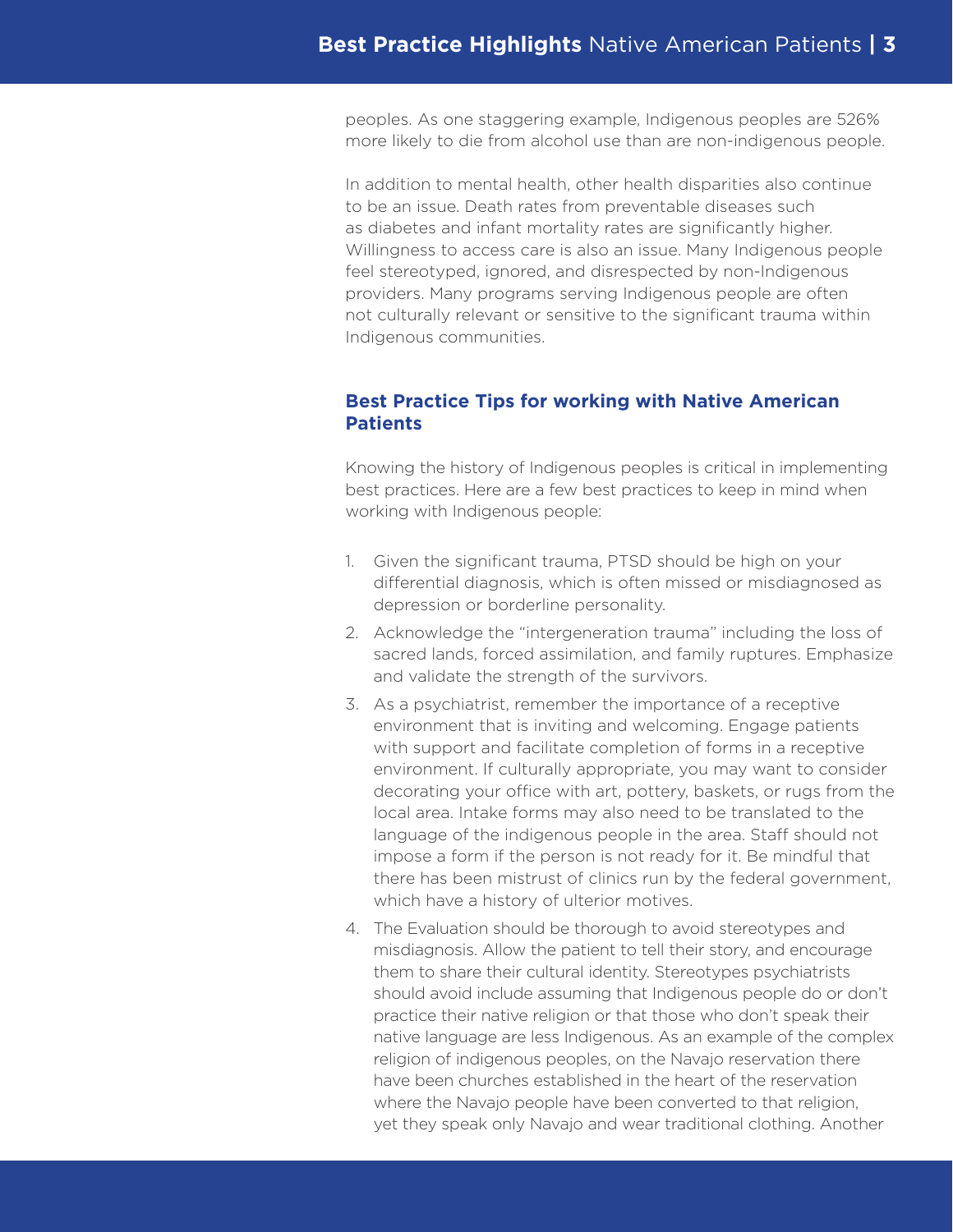peoples. As one staggering example, Indigenous peoples are 526% more likely to die from alcohol use than are non-indigenous people.

In addition to mental health, other health disparities also continue to be an issue. Death rates from preventable diseases such as diabetes and infant mortality rates are significantly higher. Willingness to access care is also an issue. Many Indigenous people feel stereotyped, ignored, and disrespected by non-Indigenous providers. Many programs serving Indigenous people are often not culturally relevant or sensitive to the significant trauma within Indigenous communities.

### Best Practice Tips for working with Native American Patients

Knowing the history of Indigenous peoples is critical in implementing best practices. Here are a few best practices to keep in mind when working with Indigenous people:

1. Given the significant trauma, PTSD should be high on your differential diagnosis, which is often missed or misdiagnosed as depression or borderline personality.
2. Acknowledge the "intergeneration trauma" including the loss of sacred lands, forced assimilation, and family ruptures. Emphasize and validate the strength of the survivors.
3. As a psychiatrist, remember the importance of a receptive environment that is inviting and welcoming. Engage patients with support and facilitate completion of forms in a receptive environment. If culturally appropriate, you may want to consider decorating your office with art, pottery, baskets, or rugs from the local area. Intake forms may also need to be translated to the language of the indigenous people in the area. Staff should not impose a form if the person is not ready for it. Be mindful that there has been mistrust of clinics run by the federal government, which have a history of ulterior motives.
4. The Evaluation should be thorough to avoid stereotypes and misdiagnosis. Allow the patient to tell their story, and encourage them to share their cultural identity. Stereotypes psychiatrists should avoid include assuming that Indigenous people do or don't practice their native religion or that those who don't speak their native language are less Indigenous. As an example of the complex religion of indigenous peoples, on the Navajo reservation there have been churches established in the heart of the reservation where the Navajo people have been converted to that religion, yet they speak only Navajo and wear traditional clothing. Another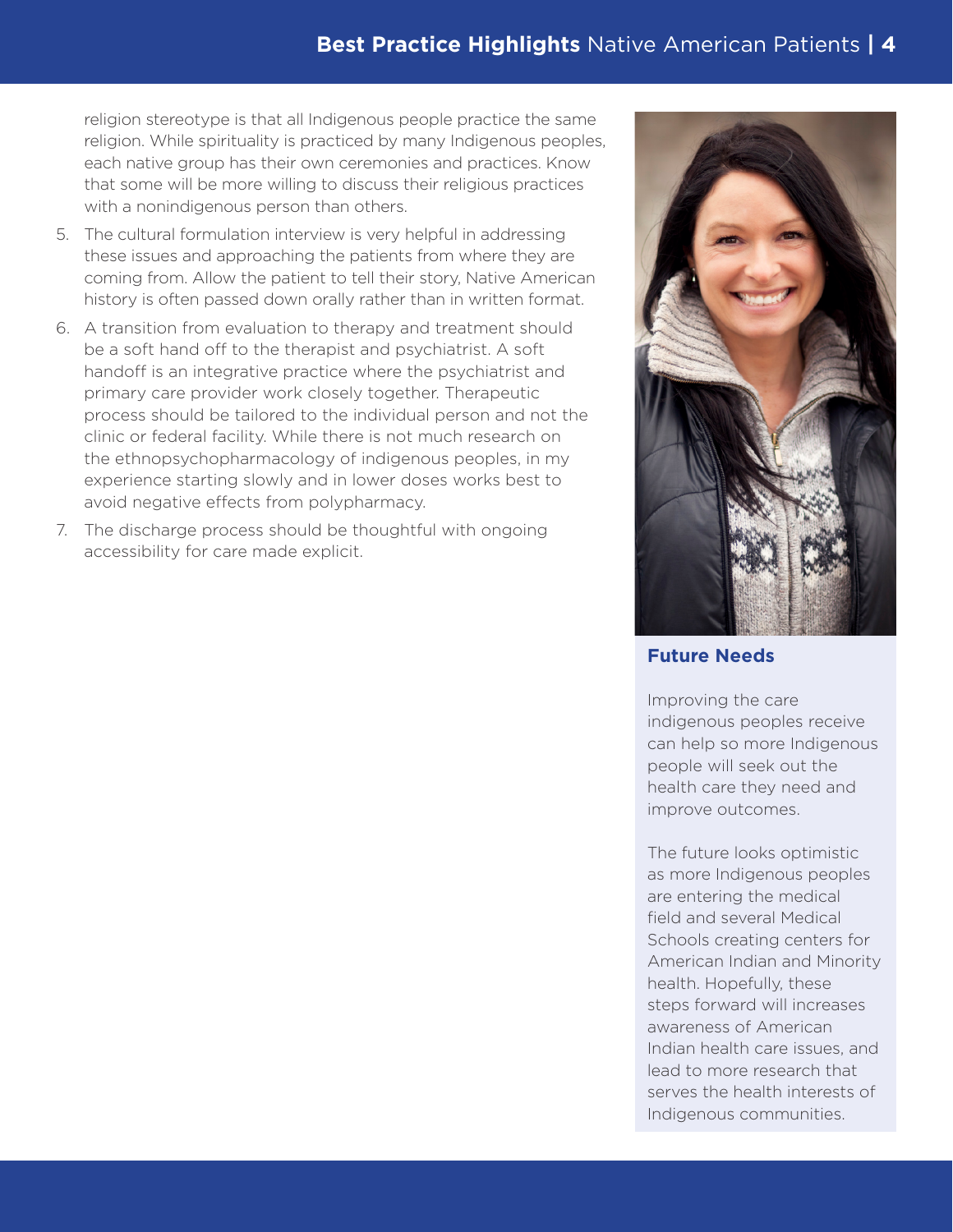religion stereotype is that all Indigenous people practice the same religion. While spirituality is practiced by many Indigenous peoples, each native group has their own ceremonies and practices. Know that some will be more willing to discuss their religious practices with a nonindigenous person than others.

5. The cultural formulation interview is very helpful in addressing these issues and approaching the patients from where they are coming from. Allow the patient to tell their story, Native American history is often passed down orally rather than in written format.
6. A transition from evaluation to therapy and treatment should be a soft hand off to the therapist and psychiatrist. A soft handoff is an integrative practice where the psychiatrist and primary care provider work closely together. Therapeutic process should be tailored to the individual person and not the clinic or federal facility. While there is not much research on the ethnopsychopharmacology of indigenous peoples, in my experience starting slowly and in lower doses works best to avoid negative effects from polypharmacy.
7. The discharge process should be thoughtful with ongoing accessibility for care made explicit.

### Future Needs

Improving the care indigenous peoples receive can help so more Indigenous people will seek out the health care they need and improve outcomes.

The future looks optimistic as more Indigenous peoples are entering the medical field and several Medical Schools creating centers for American Indian and Minority health. Hopefully, these steps forward will increases awareness of American Indian health care issues, and lead to more research that serves the health interests of Indigenous communities.